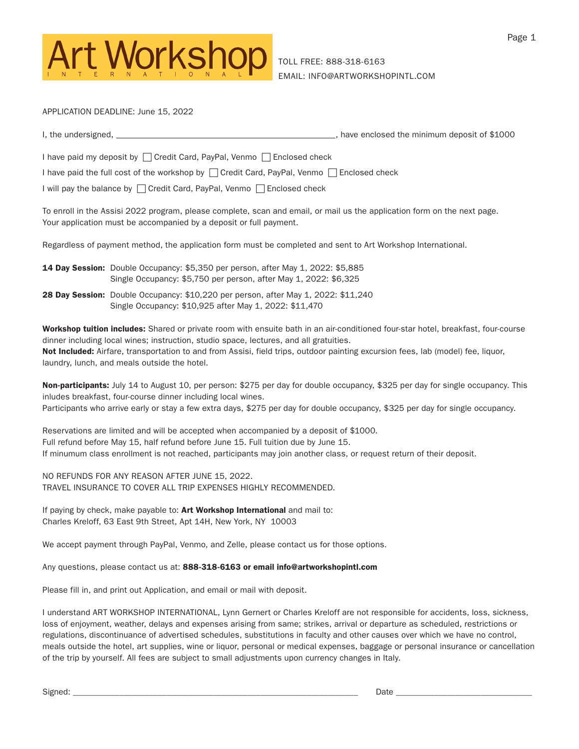# Art Workshop
INTERNATIONAL

TOLL FREE: 888-318-6163
EMAIL: INFO@ARTWORKSHOPINTL.COM

APPLICATION DEADLINE: June 15, 2022

I, the undersigned, ______________________________________________, have enclosed the minimum deposit of $1000

I have paid my deposit by ☐ Credit Card, PayPal, Venmo ☐ Enclosed check

I have paid the full cost of the workshop by ☐ Credit Card, PayPal, Venmo ☐ Enclosed check

I will pay the balance by ☐ Credit Card, PayPal, Venmo ☐ Enclosed check

To enroll in the Assisi 2022 program, please complete, scan and email, or mail us the application form on the next page. Your application must be accompanied by a deposit or full payment.

Regardless of payment method, the application form must be completed and sent to Art Workshop International.

**14 Day Session:** Double Occupancy: $5,350 per person, after May 1, 2022: $5,885
Single Occupancy: $5,750 per person, after May 1, 2022: $6,325

**28 Day Session:** Double Occupancy: $10,220 per person, after May 1, 2022: $11,240
Single Occupancy: $10,925 after May 1, 2022: $11,470

**Workshop tuition includes:** Shared or private room with ensuite bath in an air-conditioned four-star hotel, breakfast, four-course dinner including local wines; instruction, studio space, lectures, and all gratuities.
**Not Included:** Airfare, transportation to and from Assisi, field trips, outdoor painting excursion fees, lab (model) fee, liquor, laundry, lunch, and meals outside the hotel.

**Non-participants:** July 14 to August 10, per person: $275 per day for double occupancy, $325 per day for single occupancy. This inludes breakfast, four-course dinner including local wines.
Participants who arrive early or stay a few extra days, $275 per day for double occupancy, $325 per day for single occupancy.

Reservations are limited and will be accepted when accompanied by a deposit of $1000.
Full refund before May 15, half refund before June 15. Full tuition due by June 15.
If minumum class enrollment is not reached, participants may join another class, or request return of their deposit.

NO REFUNDS FOR ANY REASON AFTER JUNE 15, 2022.
TRAVEL INSURANCE TO COVER ALL TRIP EXPENSES HIGHLY RECOMMENDED.

If paying by check, make payable to: **Art Workshop International** and mail to:
Charles Kreloff, 63 East 9th Street, Apt 14H, New York, NY 10003

We accept payment through PayPal, Venmo, and Zelle, please contact us for those options.

Any questions, please contact us at: **888-318-6163 or email info@artworkshopintl.com**

Please fill in, and print out Application, and email or mail with deposit.

I understand ART WORKSHOP INTERNATIONAL, Lynn Gernert or Charles Kreloff are not responsible for accidents, loss, sickness, loss of enjoyment, weather, delays and expenses arising from same; strikes, arrival or departure as scheduled, restrictions or regulations, discontinuance of advertised schedules, substitutions in faculty and other causes over which we have no control, meals outside the hotel, art supplies, wine or liquor, personal or medical expenses, baggage or personal insurance or cancellation of the trip by yourself. All fees are subject to small adjustments upon currency changes in Italy.

Signed: ____________________________________________ Date ______________________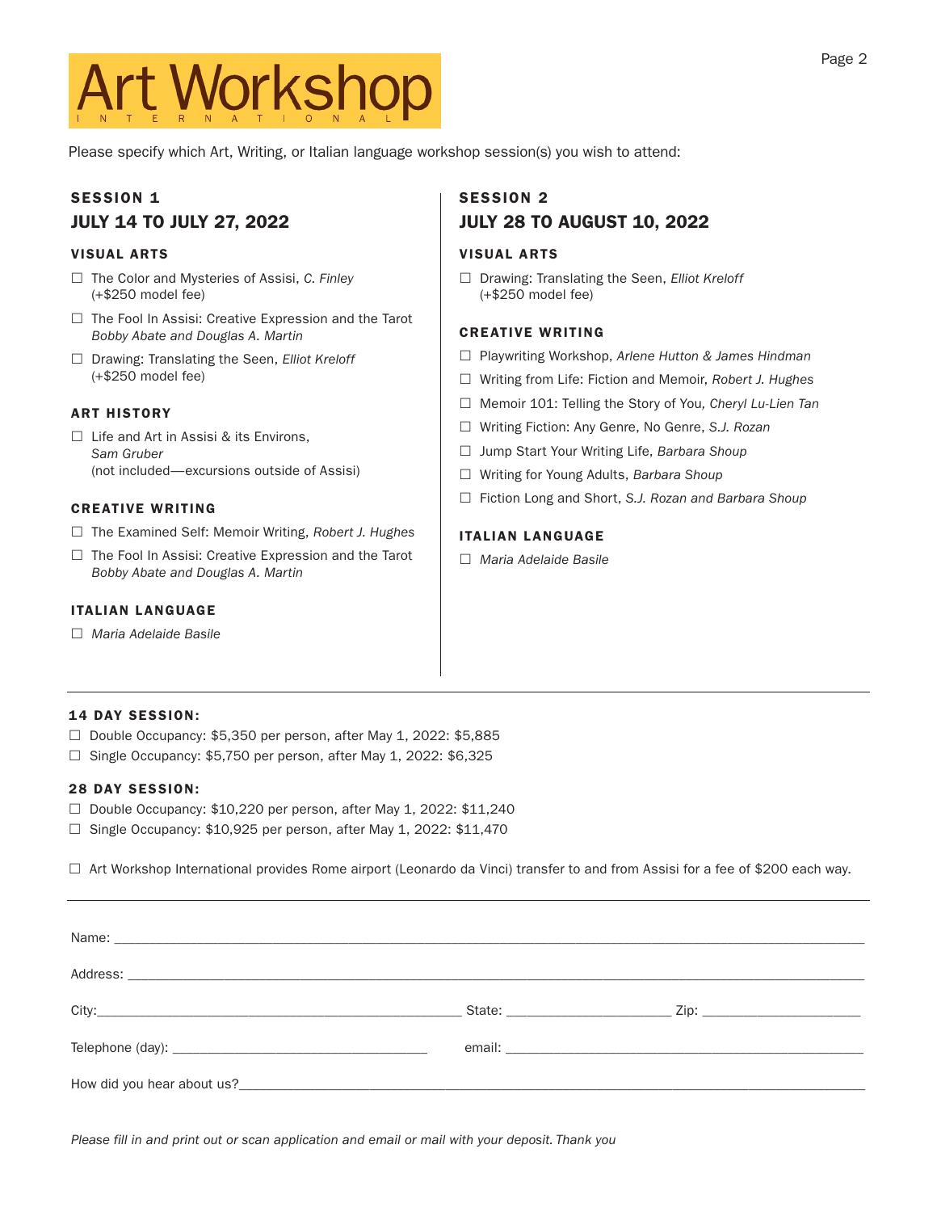# Art Workshop
INTERNATIONAL

Please specify which Art, Writing, or Italian language workshop session(s) you wish to attend:

## SESSION 1
## JULY 14 TO JULY 27, 2022

### VISUAL ARTS

- ☐ The Color and Mysteries of Assisi, *C. Finley* (+$250 model fee)
- ☐ The Fool In Assisi: Creative Expression and the Tarot *Bobby Abate and Douglas A. Martin*
- ☐ Drawing: Translating the Seen, *Elliot Kreloff* (+$250 model fee)

### ART HISTORY

- ☐ Life and Art in Assisi & its Environs, *Sam Gruber* (not included—excursions outside of Assisi)

### CREATIVE WRITING

- ☐ The Examined Self: Memoir Writing, *Robert J. Hughes*
- ☐ The Fool In Assisi: Creative Expression and the Tarot *Bobby Abate and Douglas A. Martin*

### ITALIAN LANGUAGE

- ☐ *Maria Adelaide Basile*

## SESSION 2
## JULY 28 TO AUGUST 10, 2022

### VISUAL ARTS

- ☐ Drawing: Translating the Seen, *Elliot Kreloff* (+$250 model fee)

### CREATIVE WRITING

- ☐ Playwriting Workshop, *Arlene Hutton & James Hindman*
- ☐ Writing from Life: Fiction and Memoir, *Robert J. Hughes*
- ☐ Memoir 101: Telling the Story of You, *Cheryl Lu-Lien Tan*
- ☐ Writing Fiction: Any Genre, No Genre, *S.J. Rozan*
- ☐ Jump Start Your Writing Life, *Barbara Shoup*
- ☐ Writing for Young Adults, *Barbara Shoup*
- ☐ Fiction Long and Short, *S.J. Rozan and Barbara Shoup*

### ITALIAN LANGUAGE

- ☐ *Maria Adelaide Basile*

---

### 14 DAY SESSION:

- ☐ Double Occupancy: $5,350 per person, after May 1, 2022: $5,885
- ☐ Single Occupancy: $5,750 per person, after May 1, 2022: $6,325

### 28 DAY SESSION:

- ☐ Double Occupancy: $10,220 per person, after May 1, 2022: $11,240
- ☐ Single Occupancy: $10,925 per person, after May 1, 2022: $11,470

☐ Art Workshop International provides Rome airport (Leonardo da Vinci) transfer to and from Assisi for a fee of $200 each way.

---

Name: ______________________________

Address: ______________________________

City: ____________________ State: ____________ Zip: ____________

Telephone (day): ____________________ email: ____________________

How did you hear about us? ______________________________

*Please fill in and print out or scan application and email or mail with your deposit. Thank you*